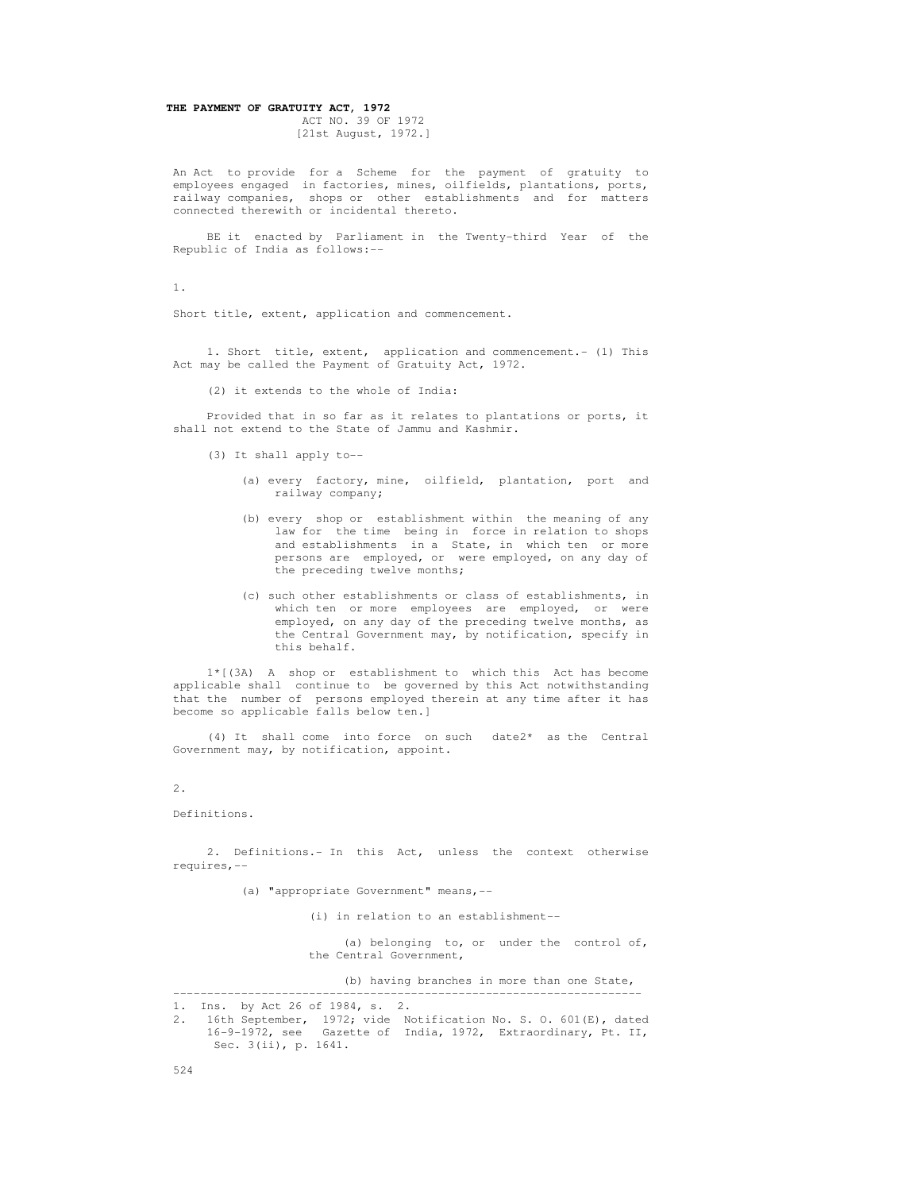# THE PAYMENT OF GRATUITY ACT, 1972

ACT NO. 39 OF 1972

[21st August, 1972.]

An Act to provide for a Scheme for the payment of gratuity to employees engaged in factories, mines, oilfields, plantations, ports, railway companies, shops or other establishments and for matters connected therewith or incidental thereto.

BE it enacted by Parliament in the Twenty-third Year of the Republic of India as follows:--

1.

Short title, extent, application and commencement.

1. Short title, extent, application and commencement.- (1) This Act may be called the Payment of Gratuity Act, 1972.

(2) it extends to the whole of India:

Provided that in so far as it relates to plantations or ports, it shall not extend to the State of Jammu and Kashmir.

(3) It shall apply to--

(a) every factory, mine, oilfield, plantation, port and railway company;

(b) every shop or establishment within the meaning of any law for the time being in force in relation to shops and establishments in a State, in which ten or more persons are employed, or were employed, on any day of the preceding twelve months;

(c) such other establishments or class of establishments, in which ten or more employees are employed, or were employed, on any day of the preceding twelve months, as the Central Government may, by notification, specify in this behalf.

1*[(3A) A shop or establishment to which this Act has become applicable shall continue to be governed by this Act notwithstanding that the number of persons employed therein at any time after it has become so applicable falls below ten.]

(4) It shall come into force on such date2* as the Central Government may, by notification, appoint.

2.

Definitions.

2. Definitions.- In this Act, unless the context otherwise requires,--

(a) "appropriate Government" means,--

(i) in relation to an establishment--

(a) belonging to, or under the control of, the Central Government,

(b) having branches in more than one State,

---

1. Ins. by Act 26 of 1984, s. 2.
2. 16th September, 1972; vide Notification No. S. O. 601(E), dated 16-9-1972, see Gazette of India, 1972, Extraordinary, Pt. II, Sec. 3(ii), p. 1641.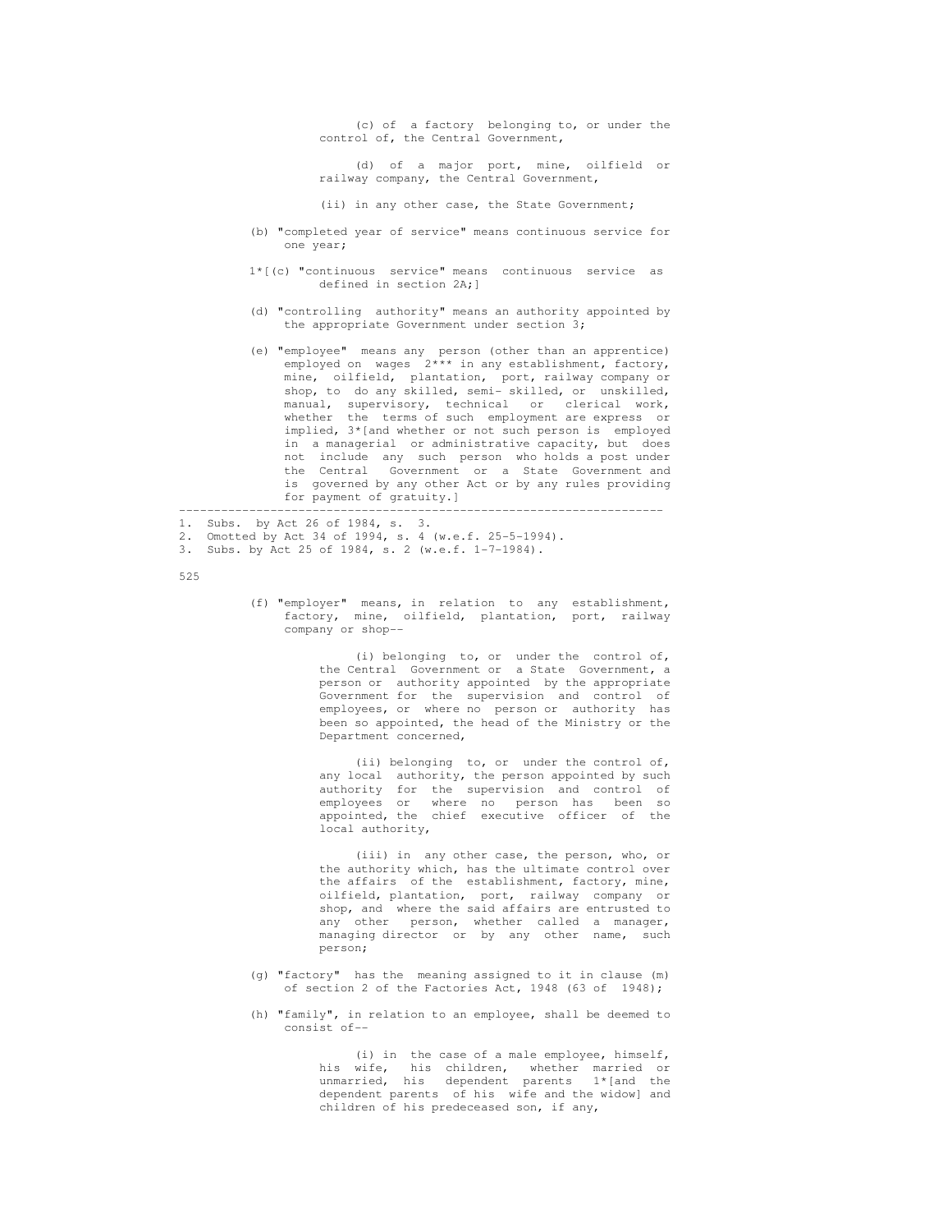(c) of a factory belonging to, or under the control of, the Central Government,

(d) of a major port, mine, oilfield or railway company, the Central Government,

(ii) in any other case, the State Government;

(b) "completed year of service" means continuous service for one year;

1*[(c) "continuous service" means continuous service as defined in section 2A;]

(d) "controlling authority" means an authority appointed by the appropriate Government under section 3;

(e) "employee" means any person (other than an apprentice) employed on wages 2*** in any establishment, factory, mine, oilfield, plantation, port, railway company or shop, to do any skilled, semi- skilled, or unskilled, manual, supervisory, technical or clerical work, whether the terms of such employment are express or implied, 3*[and whether or not such person is employed in a managerial or administrative capacity, but does not include any such person who holds a post under the Central Government or a State Government and is governed by any other Act or by any rules providing for payment of gratuity.]

---

1. Subs. by Act 26 of 1984, s. 3.
2. Omotted by Act 34 of 1994, s. 4 (w.e.f. 25-5-1994).
3. Subs. by Act 25 of 1984, s. 2 (w.e.f. 1-7-1984).

(f) "employer" means, in relation to any establishment, factory, mine, oilfield, plantation, port, railway company or shop--

(i) belonging to, or under the control of, the Central Government or a State Government, a person or authority appointed by the appropriate Government for the supervision and control of employees, or where no person or authority has been so appointed, the head of the Ministry or the Department concerned,

(ii) belonging to, or under the control of, any local authority, the person appointed by such authority for the supervision and control of employees or where no person has been so appointed, the chief executive officer of the local authority,

(iii) in any other case, the person, who, or the authority which, has the ultimate control over the affairs of the establishment, factory, mine, oilfield, plantation, port, railway company or shop, and where the said affairs are entrusted to any other person, whether called a manager, managing director or by any other name, such person;

(g) "factory" has the meaning assigned to it in clause (m) of section 2 of the Factories Act, 1948 (63 of 1948);

(h) "family", in relation to an employee, shall be deemed to consist of--

(i) in the case of a male employee, himself, his wife, his children, whether married or unmarried, his dependent parents 1*[and the dependent parents of his wife and the widow] and children of his predeceased son, if any,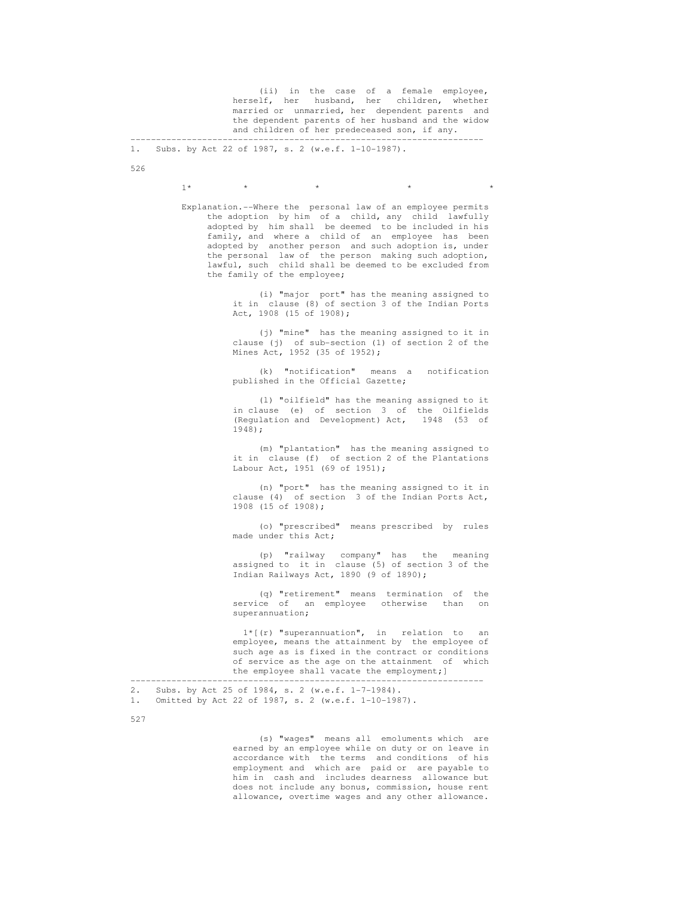(ii) in the case of a female employee, herself, her husband, her children, whether married or unmarried, her dependent parents and the dependent parents of her husband and the widow and children of her predeceased son, if any.

---

1. Subs. by Act 22 of 1987, s. 2 (w.e.f. 1-10-1987).

1* * * * *

Explanation.--Where the personal law of an employee permits the adoption by him of a child, any child lawfully adopted by him shall be deemed to be included in his family, and where a child of an employee has been adopted by another person and such adoption is, under the personal law of the person making such adoption, lawful, such child shall be deemed to be excluded from the family of the employee;

(i) "major port" has the meaning assigned to it in clause (8) of section 3 of the Indian Ports Act, 1908 (15 of 1908);

(j) "mine" has the meaning assigned to it in clause (j) of sub-section (1) of section 2 of the Mines Act, 1952 (35 of 1952);

(k) "notification" means a notification published in the Official Gazette;

(l) "oilfield" has the meaning assigned to it in clause (e) of section 3 of the Oilfields (Regulation and Development) Act, 1948 (53 of 1948);

(m) "plantation" has the meaning assigned to it in clause (f) of section 2 of the Plantations Labour Act, 1951 (69 of 1951);

(n) "port" has the meaning assigned to it in clause (4) of section 3 of the Indian Ports Act, 1908 (15 of 1908);

(o) "prescribed" means prescribed by rules made under this Act;

(p) "railway company" has the meaning assigned to it in clause (5) of section 3 of the Indian Railways Act, 1890 (9 of 1890);

(q) "retirement" means termination of the service of an employee otherwise than on superannuation;

1*[(r) "superannuation", in relation to an employee, means the attainment by the employee of such age as is fixed in the contract or conditions of service as the age on the attainment of which the employee shall vacate the employment;]

---

2. Subs. by Act 25 of 1984, s. 2 (w.e.f. 1-7-1984).
1. Omitted by Act 22 of 1987, s. 2 (w.e.f. 1-10-1987).

(s) "wages" means all emoluments which are earned by an employee while on duty or on leave in accordance with the terms and conditions of his employment and which are paid or are payable to him in cash and includes dearness allowance but does not include any bonus, commission, house rent allowance, overtime wages and any other allowance.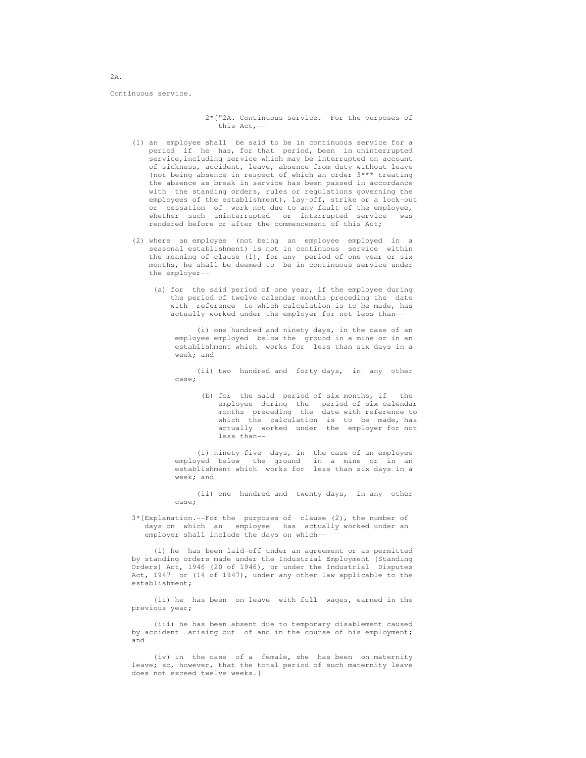2A.

Continuous service.

2*["2A. Continuous service.- For the purposes of this Act,--

(1) an employee shall be said to be in continuous service for a period if he has, for that period, been in uninterrupted service, including service which may be interrupted on account of sickness, accident, leave, absence from duty without leave (not being absence in respect of which an order 3*** treating the absence as break in service has been passed in accordance with the standing orders, rules or regulations governing the employees of the establishment), lay-off, strike or a lock-out or cessation of work not due to any fault of the employee, whether such uninterrupted or interrupted service was rendered before or after the commencement of this Act;

(2) where an employee (not being an employee employed in a seasonal establishment) is not in continuous service within the meaning of clause (1), for any period of one year or six months, he shall be deemed to be in continuous service under the employer--

(a) for the said period of one year, if the employee during the period of twelve calendar months preceding the date with reference to which calculation is to be made, has actually worked under the employer for not less than--

(i) one hundred and ninety days, in the case of an employee employed below the ground in a mine or in an establishment which works for less than six days in a week; and

(ii) two hundred and forty days, in any other case;

(b) for the said period of six months, if the employee during the period of six calendar months preceding the date with reference to which the calculation is to be made, has actually worked under the employer for not less than--

(i) ninety-five days, in the case of an employee employed below the ground in a mine or in an establishment which works for less than six days in a week; and

(ii) one hundred and twenty days, in any other case;

3*[Explanation.--For the purposes of clause (2), the number of days on which an employee has actually worked under an employer shall include the days on which--

(i) he has been laid-off under an agreement or as permitted by standing orders made under the Industrial Employment (Standing Orders) Act, 1946 (20 of 1946), or under the Industrial Disputes Act, 1947 or (14 of 1947), under any other law applicable to the establishment;

(ii) he has been on leave with full wages, earned in the previous year;

(iii) he has been absent due to temporary disablement caused by accident arising out of and in the course of his employment; and

(iv) in the case of a female, she has been on maternity leave; so, however, that the total period of such maternity leave does not exceed twelve weeks.]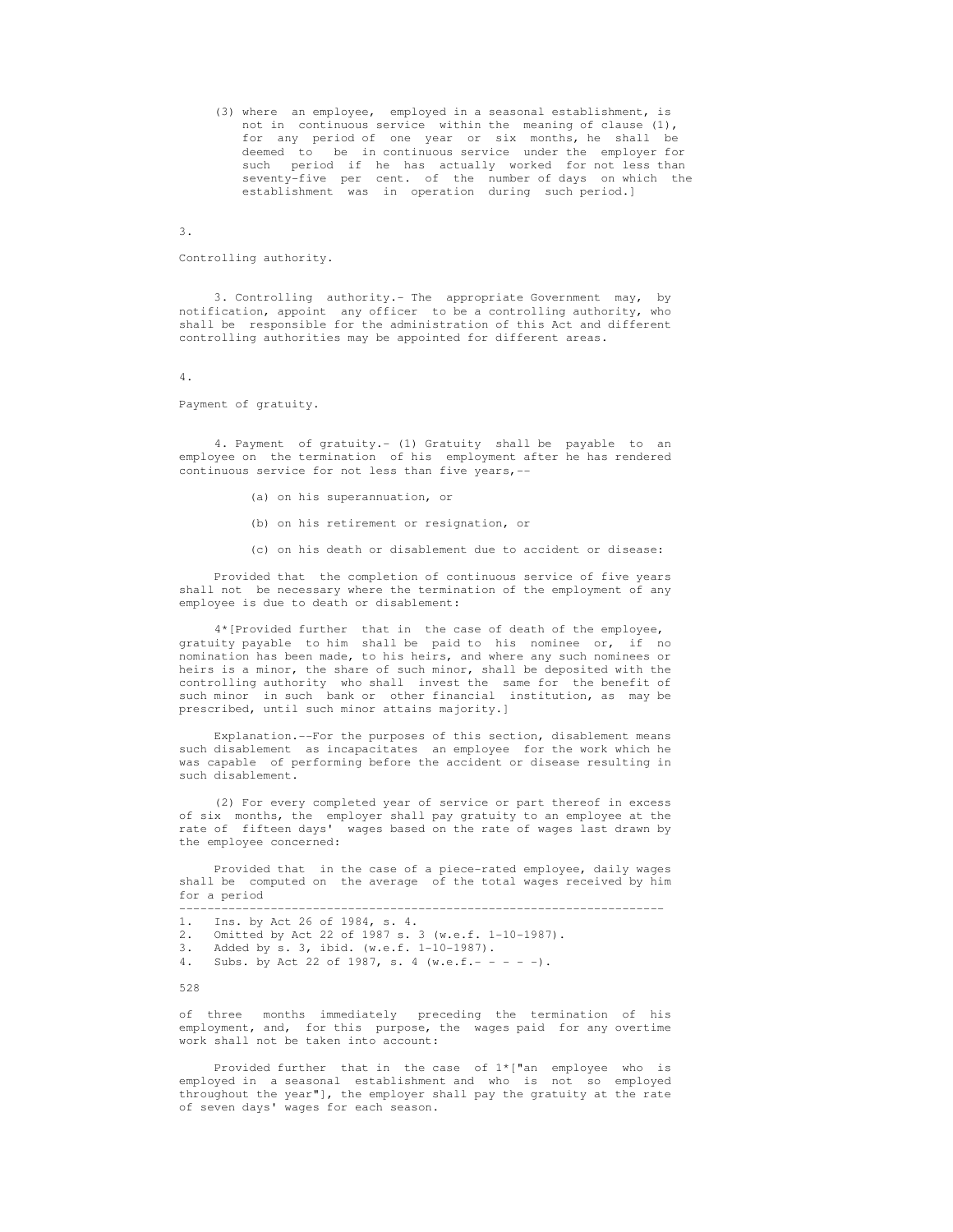(3) where an employee, employed in a seasonal establishment, is not in continuous service within the meaning of clause (1), for any period of one year or six months, he shall be deemed to be in continuous service under the employer for such period if he has actually worked for not less than seventy-five per cent. of the number of days on which the establishment was in operation during such period.]

3.

Controlling authority.

3. Controlling authority.- The appropriate Government may, by notification, appoint any officer to be a controlling authority, who shall be responsible for the administration of this Act and different controlling authorities may be appointed for different areas.

4.

Payment of gratuity.

4. Payment of gratuity.- (1) Gratuity shall be payable to an employee on the termination of his employment after he has rendered continuous service for not less than five years,--

(a) on his superannuation, or

(b) on his retirement or resignation, or

(c) on his death or disablement due to accident or disease:

Provided that the completion of continuous service of five years shall not be necessary where the termination of the employment of any employee is due to death or disablement:

4*[Provided further that in the case of death of the employee, gratuity payable to him shall be paid to his nominee or, if no nomination has been made, to his heirs, and where any such nominees or heirs is a minor, the share of such minor, shall be deposited with the controlling authority who shall invest the same for the benefit of such minor in such bank or other financial institution, as may be prescribed, until such minor attains majority.]

Explanation.--For the purposes of this section, disablement means such disablement as incapacitates an employee for the work which he was capable of performing before the accident or disease resulting in such disablement.

(2) For every completed year of service or part thereof in excess of six months, the employer shall pay gratuity to an employee at the rate of fifteen days' wages based on the rate of wages last drawn by the employee concerned:

Provided that in the case of a piece-rated employee, daily wages shall be computed on the average of the total wages received by him for a period

---

1. Ins. by Act 26 of 1984, s. 4.
2. Omitted by Act 22 of 1987 s. 3 (w.e.f. 1-10-1987).
3. Added by s. 3, ibid. (w.e.f. 1-10-1987).
4. Subs. by Act 22 of 1987, s. 4 (w.e.f.- - - - -).

of three months immediately preceding the termination of his employment, and, for this purpose, the wages paid for any overtime work shall not be taken into account:

Provided further that in the case of 1*["an employee who is employed in a seasonal establishment and who is not so employed throughout the year"], the employer shall pay the gratuity at the rate of seven days' wages for each season.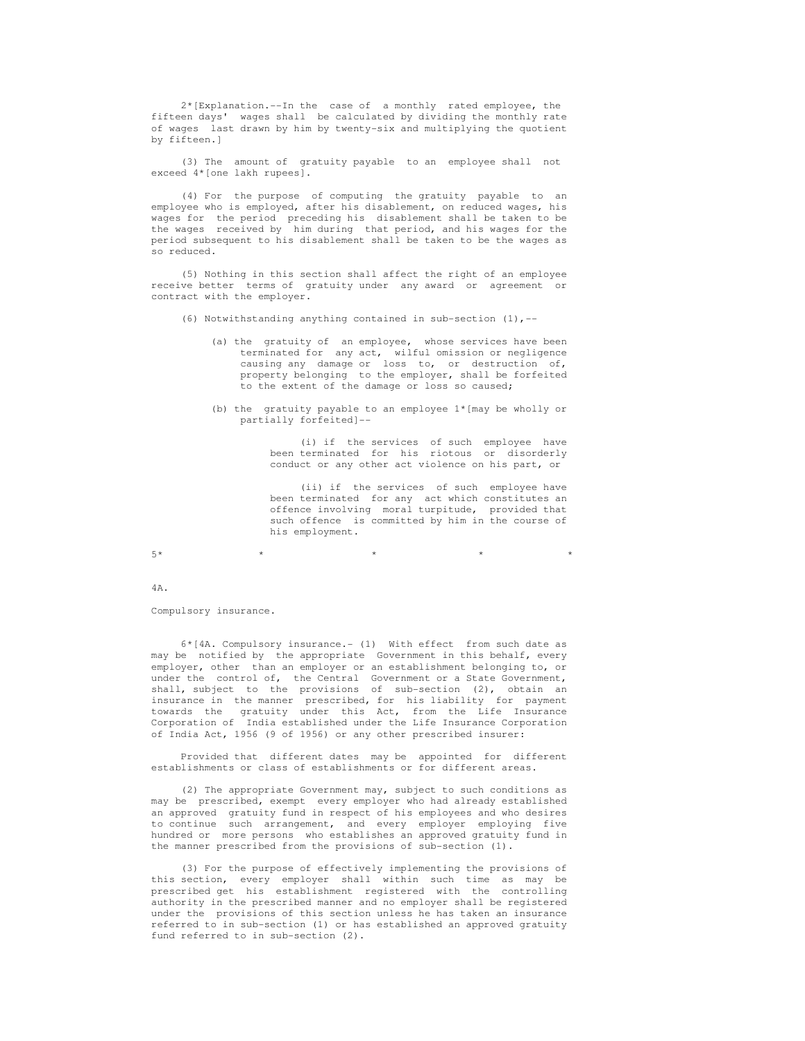2*[Explanation.--In the case of a monthly rated employee, the fifteen days' wages shall be calculated by dividing the monthly rate of wages last drawn by him by twenty-six and multiplying the quotient by fifteen.]

(3) The amount of gratuity payable to an employee shall not exceed 4*[one lakh rupees].

(4) For the purpose of computing the gratuity payable to an employee who is employed, after his disablement, on reduced wages, his wages for the period preceding his disablement shall be taken to be the wages received by him during that period, and his wages for the period subsequent to his disablement shall be taken to be the wages as so reduced.

(5) Nothing in this section shall affect the right of an employee receive better terms of gratuity under any award or agreement or contract with the employer.

(6) Notwithstanding anything contained in sub-section (1),--

(a) the gratuity of an employee, whose services have been terminated for any act, wilful omission or negligence causing any damage or loss to, or destruction of, property belonging to the employer, shall be forfeited to the extent of the damage or loss so caused;

(b) the gratuity payable to an employee 1*[may be wholly or partially forfeited]--

(i) if the services of such employee have been terminated for his riotous or disorderly conduct or any other act violence on his part, or

(ii) if the services of such employee have been terminated for any act which constitutes an offence involving moral turpitude, provided that such offence is committed by him in the course of his employment.

5* * * * *

4A.

Compulsory insurance.

6*[4A. Compulsory insurance.- (1) With effect from such date as may be notified by the appropriate Government in this behalf, every employer, other than an employer or an establishment belonging to, or under the control of, the Central Government or a State Government, shall, subject to the provisions of sub-section (2), obtain an insurance in the manner prescribed, for his liability for payment towards the gratuity under this Act, from the Life Insurance Corporation of India established under the Life Insurance Corporation of India Act, 1956 (9 of 1956) or any other prescribed insurer:

Provided that different dates may be appointed for different establishments or class of establishments or for different areas.

(2) The appropriate Government may, subject to such conditions as may be prescribed, exempt every employer who had already established an approved gratuity fund in respect of his employees and who desires to continue such arrangement, and every employer employing five hundred or more persons who establishes an approved gratuity fund in the manner prescribed from the provisions of sub-section (1).

(3) For the purpose of effectively implementing the provisions of this section, every employer shall within such time as may be prescribed get his establishment registered with the controlling authority in the prescribed manner and no employer shall be registered under the provisions of this section unless he has taken an insurance referred to in sub-section (1) or has established an approved gratuity fund referred to in sub-section (2).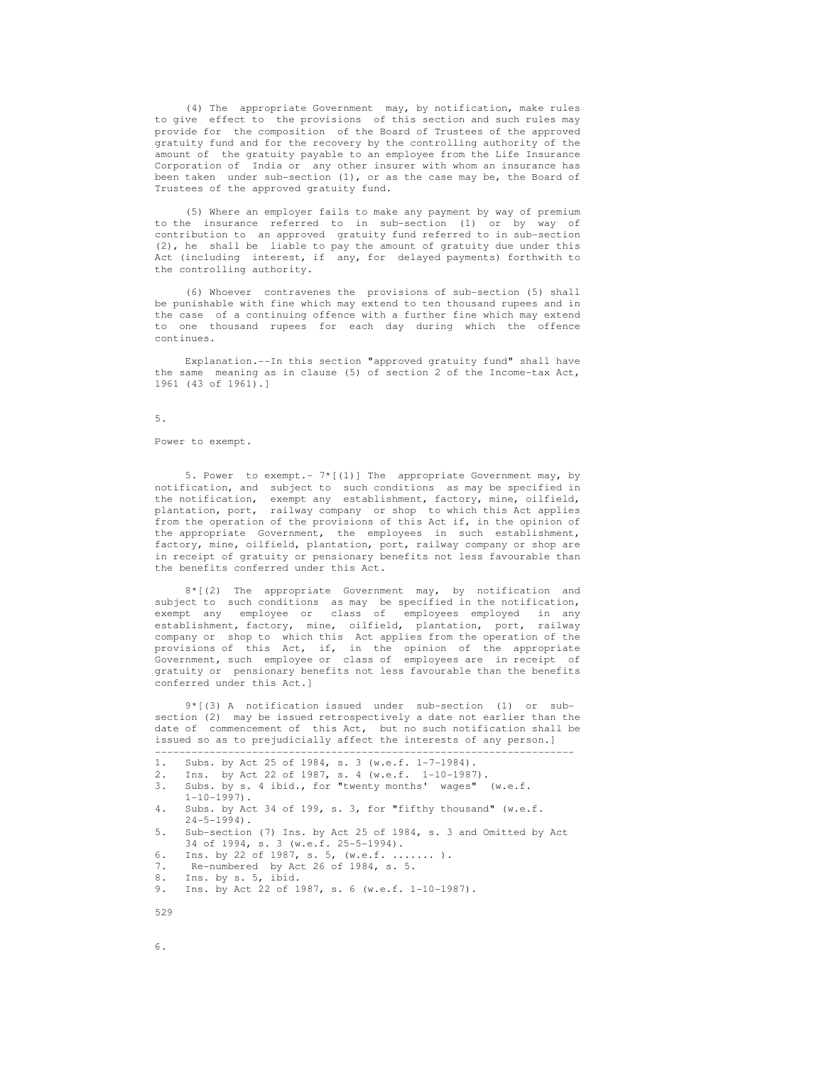(4) The appropriate Government may, by notification, make rules to give effect to the provisions of this section and such rules may provide for the composition of the Board of Trustees of the approved gratuity fund and for the recovery by the controlling authority of the amount of the gratuity payable to an employee from the Life Insurance Corporation of India or any other insurer with whom an insurance has been taken under sub-section (1), or as the case may be, the Board of Trustees of the approved gratuity fund.

(5) Where an employer fails to make any payment by way of premium to the insurance referred to in sub-section (1) or by way of contribution to an approved gratuity fund referred to in sub-section (2), he shall be liable to pay the amount of gratuity due under this Act (including interest, if any, for delayed payments) forthwith to the controlling authority.

(6) Whoever contravenes the provisions of sub-section (5) shall be punishable with fine which may extend to ten thousand rupees and in the case of a continuing offence with a further fine which may extend to one thousand rupees for each day during which the offence continues.

Explanation.--In this section "approved gratuity fund" shall have the same meaning as in clause (5) of section 2 of the Income-tax Act, 1961 (43 of 1961).]

5.

Power to exempt.

5. Power to exempt.- 7*[(1)] The appropriate Government may, by notification, and subject to such conditions as may be specified in the notification, exempt any establishment, factory, mine, oilfield, plantation, port, railway company or shop to which this Act applies from the operation of the provisions of this Act if, in the opinion of the appropriate Government, the employees in such establishment, factory, mine, oilfield, plantation, port, railway company or shop are in receipt of gratuity or pensionary benefits not less favourable than the benefits conferred under this Act.

8*[(2) The appropriate Government may, by notification and subject to such conditions as may be specified in the notification, exempt any employee or class of employees employed in any establishment, factory, mine, oilfield, plantation, port, railway company or shop to which this Act applies from the operation of the provisions of this Act, if, in the opinion of the appropriate Government, such employee or class of employees are in receipt of gratuity or pensionary benefits not less favourable than the benefits conferred under this Act.]

9*[(3) A notification issued under sub-section (1) or sub-section (2) may be issued retrospectively a date not earlier than the date of commencement of this Act, but no such notification shall be issued so as to prejudicially affect the interests of any person.]

---

1. Subs. by Act 25 of 1984, s. 3 (w.e.f. 1-7-1984).
2. Ins. by Act 22 of 1987, s. 4 (w.e.f. 1-10-1987).
3. Subs. by s. 4 ibid., for "twenty months' wages" (w.e.f. 1-10-1997).
4. Subs. by Act 34 of 199, s. 3, for "fifthy thousand" (w.e.f. 24-5-1994).
5. Sub-section (7) Ins. by Act 25 of 1984, s. 3 and Omitted by Act 34 of 1994, s. 3 (w.e.f. 25-5-1994).
6. Ins. by 22 of 1987, s. 5, (w.e.f. ....... ).
7. Re-numbered by Act 26 of 1984, s. 5.
8. Ins. by s. 5, ibid.
9. Ins. by Act 22 of 1987, s. 6 (w.e.f. 1-10-1987).

6.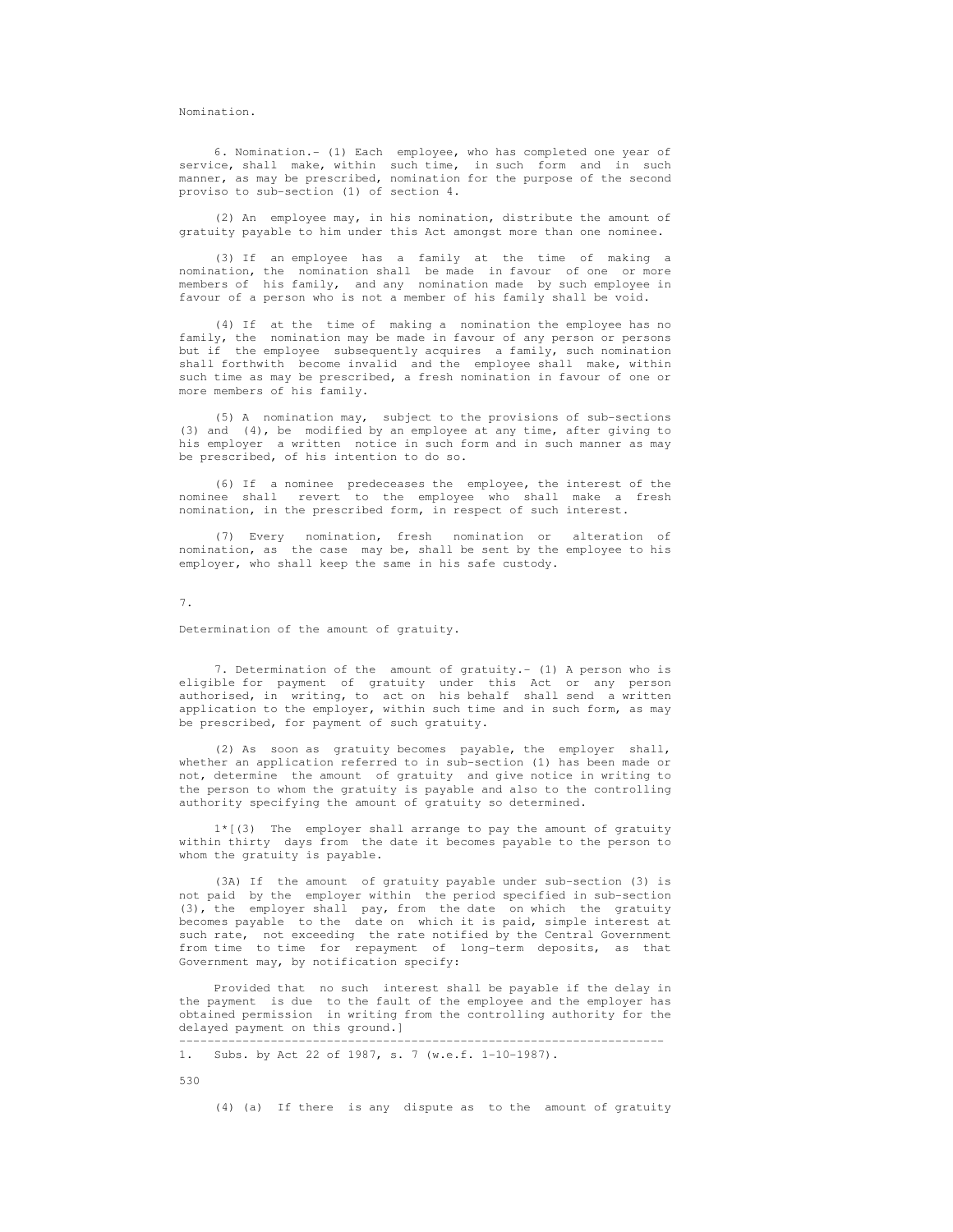Nomination.

6. Nomination.- (1) Each employee, who has completed one year of service, shall make, within such time, in such form and in such manner, as may be prescribed, nomination for the purpose of the second proviso to sub-section (1) of section 4.

(2) An employee may, in his nomination, distribute the amount of gratuity payable to him under this Act amongst more than one nominee.

(3) If an employee has a family at the time of making a nomination, the nomination shall be made in favour of one or more members of his family, and any nomination made by such employee in favour of a person who is not a member of his family shall be void.

(4) If at the time of making a nomination the employee has no family, the nomination may be made in favour of any person or persons but if the employee subsequently acquires a family, such nomination shall forthwith become invalid and the employee shall make, within such time as may be prescribed, a fresh nomination in favour of one or more members of his family.

(5) A nomination may, subject to the provisions of sub-sections (3) and (4), be modified by an employee at any time, after giving to his employer a written notice in such form and in such manner as may be prescribed, of his intention to do so.

(6) If a nominee predeceases the employee, the interest of the nominee shall revert to the employee who shall make a fresh nomination, in the prescribed form, in respect of such interest.

(7) Every nomination, fresh nomination or alteration of nomination, as the case may be, shall be sent by the employee to his employer, who shall keep the same in his safe custody.

7.

Determination of the amount of gratuity.

7. Determination of the amount of gratuity.- (1) A person who is eligible for payment of gratuity under this Act or any person authorised, in writing, to act on his behalf shall send a written application to the employer, within such time and in such form, as may be prescribed, for payment of such gratuity.

(2) As soon as gratuity becomes payable, the employer shall, whether an application referred to in sub-section (1) has been made or not, determine the amount of gratuity and give notice in writing to the person to whom the gratuity is payable and also to the controlling authority specifying the amount of gratuity so determined.

1*[(3) The employer shall arrange to pay the amount of gratuity within thirty days from the date it becomes payable to the person to whom the gratuity is payable.

(3A) If the amount of gratuity payable under sub-section (3) is not paid by the employer within the period specified in sub-section (3), the employer shall pay, from the date on which the gratuity becomes payable to the date on which it is paid, simple interest at such rate, not exceeding the rate notified by the Central Government from time to time for repayment of long-term deposits, as that Government may, by notification specify:

Provided that no such interest shall be payable if the delay in the payment is due to the fault of the employee and the employer has obtained permission in writing from the controlling authority for the delayed payment on this ground.]

---

1. Subs. by Act 22 of 1987, s. 7 (w.e.f. 1-10-1987).

(4) (a) If there is any dispute as to the amount of gratuity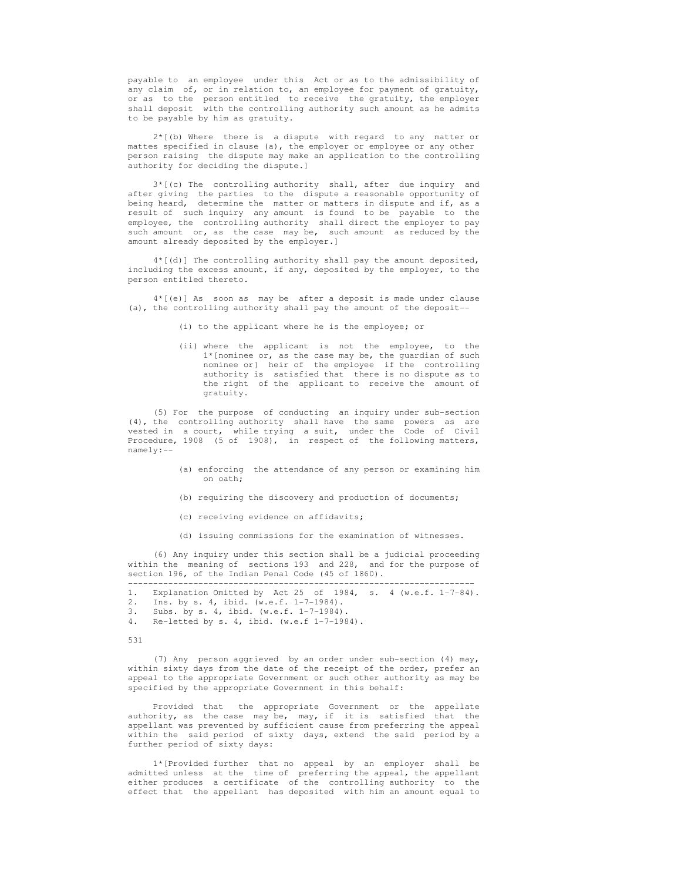payable to an employee under this Act or as to the admissibility of any claim of, or in relation to, an employee for payment of gratuity, or as to the person entitled to receive the gratuity, the employer shall deposit with the controlling authority such amount as he admits to be payable by him as gratuity.

2*[(b) Where there is a dispute with regard to any matter or mattes specified in clause (a), the employer or employee or any other person raising the dispute may make an application to the controlling authority for deciding the dispute.]

3*[(c) The controlling authority shall, after due inquiry and after giving the parties to the dispute a reasonable opportunity of being heard, determine the matter or matters in dispute and if, as a result of such inquiry any amount is found to be payable to the employee, the controlling authority shall direct the employer to pay such amount or, as the case may be, such amount as reduced by the amount already deposited by the employer.]

4*[(d)] The controlling authority shall pay the amount deposited, including the excess amount, if any, deposited by the employer, to the person entitled thereto.

4*[(e)] As soon as may be after a deposit is made under clause (a), the controlling authority shall pay the amount of the deposit--

(i) to the applicant where he is the employee; or

(ii) where the applicant is not the employee, to the 1*[nominee or, as the case may be, the guardian of such nominee or] heir of the employee if the controlling authority is satisfied that there is no dispute as to the right of the applicant to receive the amount of gratuity.

(5) For the purpose of conducting an inquiry under sub-section (4), the controlling authority shall have the same powers as are vested in a court, while trying a suit, under the Code of Civil Procedure, 1908 (5 of 1908), in respect of the following matters, namely:--

(a) enforcing the attendance of any person or examining him on oath;

(b) requiring the discovery and production of documents;

(c) receiving evidence on affidavits;

(d) issuing commissions for the examination of witnesses.

(6) Any inquiry under this section shall be a judicial proceeding within the meaning of sections 193 and 228, and for the purpose of section 196, of the Indian Penal Code (45 of 1860).

---

1. Explanation Omitted by Act 25 of 1984, s. 4 (w.e.f. 1-7-84).
2. Ins. by s. 4, ibid. (w.e.f. 1-7-1984).
3. Subs. by s. 4, ibid. (w.e.f. 1-7-1984).
4. Re-letted by s. 4, ibid. (w.e.f 1-7-1984).

(7) Any person aggrieved by an order under sub-section (4) may, within sixty days from the date of the receipt of the order, prefer an appeal to the appropriate Government or such other authority as may be specified by the appropriate Government in this behalf:

Provided that the appropriate Government or the appellate authority, as the case may be, may, if it is satisfied that the appellant was prevented by sufficient cause from preferring the appeal within the said period of sixty days, extend the said period by a further period of sixty days:

1*[Provided further that no appeal by an employer shall be admitted unless at the time of preferring the appeal, the appellant either produces a certificate of the controlling authority to the effect that the appellant has deposited with him an amount equal to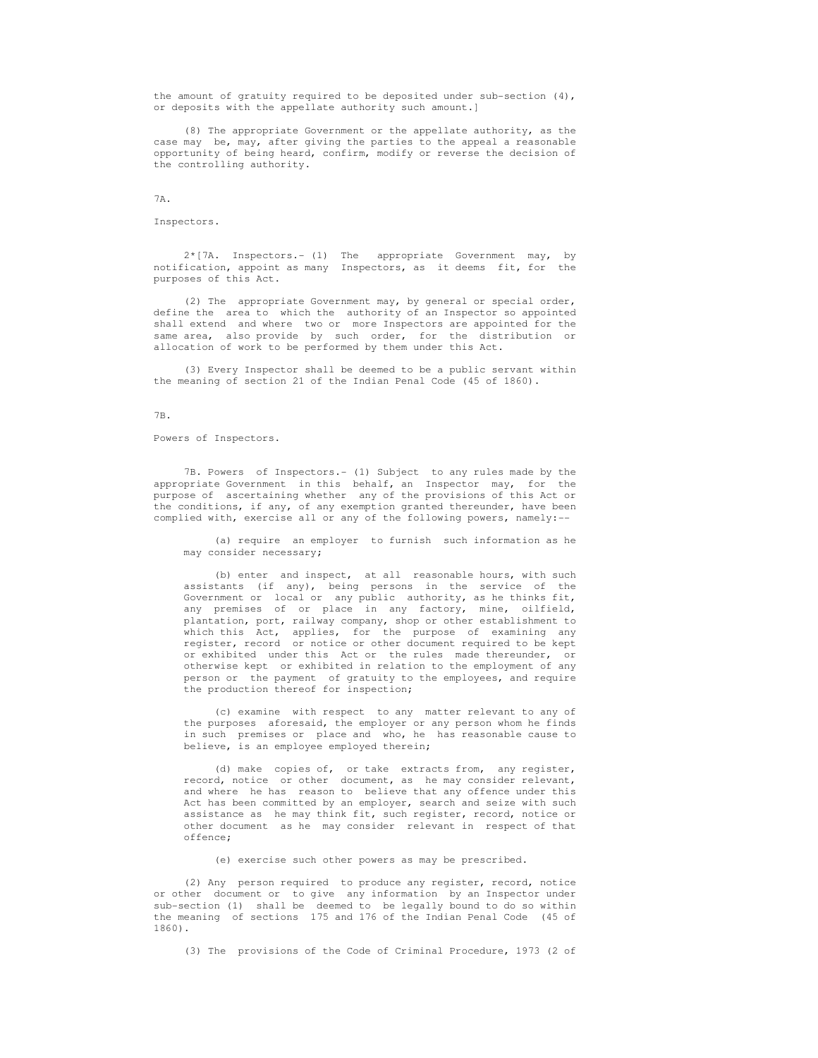the amount of gratuity required to be deposited under sub-section (4), or deposits with the appellate authority such amount.]

(8) The appropriate Government or the appellate authority, as the case may be, may, after giving the parties to the appeal a reasonable opportunity of being heard, confirm, modify or reverse the decision of the controlling authority.

7A.

Inspectors.

2*[7A. Inspectors.- (1) The appropriate Government may, by notification, appoint as many Inspectors, as it deems fit, for the purposes of this Act.

(2) The appropriate Government may, by general or special order, define the area to which the authority of an Inspector so appointed shall extend and where two or more Inspectors are appointed for the same area, also provide by such order, for the distribution or allocation of work to be performed by them under this Act.

(3) Every Inspector shall be deemed to be a public servant within the meaning of section 21 of the Indian Penal Code (45 of 1860).

7B.

Powers of Inspectors.

7B. Powers of Inspectors.- (1) Subject to any rules made by the appropriate Government in this behalf, an Inspector may, for the purpose of ascertaining whether any of the provisions of this Act or the conditions, if any, of any exemption granted thereunder, have been complied with, exercise all or any of the following powers, namely:--

(a) require an employer to furnish such information as he may consider necessary;

(b) enter and inspect, at all reasonable hours, with such assistants (if any), being persons in the service of the Government or local or any public authority, as he thinks fit, any premises of or place in any factory, mine, oilfield, plantation, port, railway company, shop or other establishment to which this Act, applies, for the purpose of examining any register, record or notice or other document required to be kept or exhibited under this Act or the rules made thereunder, or otherwise kept or exhibited in relation to the employment of any person or the payment of gratuity to the employees, and require the production thereof for inspection;

(c) examine with respect to any matter relevant to any of the purposes aforesaid, the employer or any person whom he finds in such premises or place and who, he has reasonable cause to believe, is an employee employed therein;

(d) make copies of, or take extracts from, any register, record, notice or other document, as he may consider relevant, and where he has reason to believe that any offence under this Act has been committed by an employer, search and seize with such assistance as he may think fit, such register, record, notice or other document as he may consider relevant in respect of that offence;

(e) exercise such other powers as may be prescribed.

(2) Any person required to produce any register, record, notice or other document or to give any information by an Inspector under sub-section (1) shall be deemed to be legally bound to do so within the meaning of sections 175 and 176 of the Indian Penal Code (45 of 1860).

(3) The provisions of the Code of Criminal Procedure, 1973 (2 of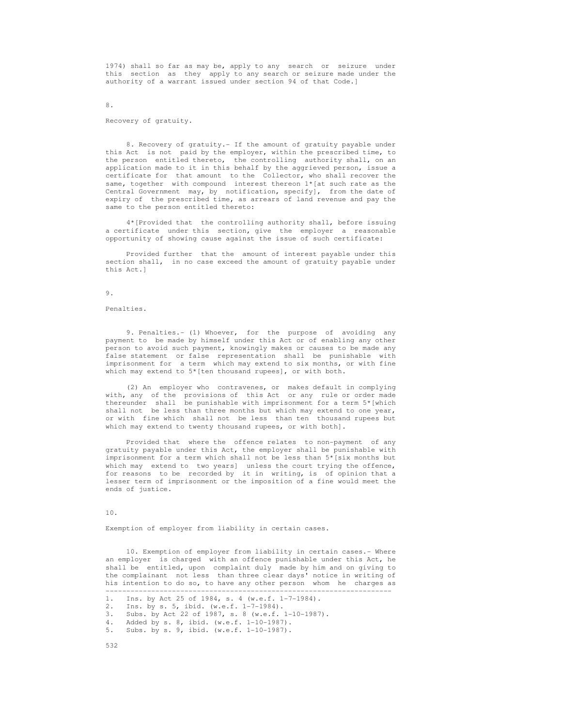1974) shall so far as may be, apply to any search or seizure under this section as they apply to any search or seizure made under the authority of a warrant issued under section 94 of that Code.]

8.

Recovery of gratuity.

8. Recovery of gratuity.- If the amount of gratuity payable under this Act is not paid by the employer, within the prescribed time, to the person entitled thereto, the controlling authority shall, on an application made to it in this behalf by the aggrieved person, issue a certificate for that amount to the Collector, who shall recover the same, together with compound interest thereon 1*[at such rate as the Central Government may, by notification, specify], from the date of expiry of the prescribed time, as arrears of land revenue and pay the same to the person entitled thereto:

4*[Provided that the controlling authority shall, before issuing a certificate under this section, give the employer a reasonable opportunity of showing cause against the issue of such certificate:

Provided further that the amount of interest payable under this section shall, in no case exceed the amount of gratuity payable under this Act.]

9.

Penalties.

9. Penalties.- (1) Whoever, for the purpose of avoiding any payment to be made by himself under this Act or of enabling any other person to avoid such payment, knowingly makes or causes to be made any false statement or false representation shall be punishable with imprisonment for a term which may extend to six months, or with fine which may extend to 5*[ten thousand rupees], or with both.

(2) An employer who contravenes, or makes default in complying with, any of the provisions of this Act or any rule or order made thereunder shall be punishable with imprisonment for a term 5*[which shall not be less than three months but which may extend to one year, or with fine which shall not be less than ten thousand rupees but which may extend to twenty thousand rupees, or with both].

Provided that where the offence relates to non-payment of any gratuity payable under this Act, the employer shall be punishable with imprisonment for a term which shall not be less than 5*[six months but which may extend to two years] unless the court trying the offence, for reasons to be recorded by it in writing, is of opinion that a lesser term of imprisonment or the imposition of a fine would meet the ends of justice.

10.

Exemption of employer from liability in certain cases.

10. Exemption of employer from liability in certain cases.- Where an employer is charged with an offence punishable under this Act, he shall be entitled, upon complaint duly made by him and on giving to the complainant not less than three clear days' notice in writing of his intention to do so, to have any other person whom he charges as

---

1. Ins. by Act 25 of 1984, s. 4 (w.e.f. 1-7-1984).
2. Ins. by s. 5, ibid. (w.e.f. 1-7-1984).
3. Subs. by Act 22 of 1987, s. 8 (w.e.f. 1-10-1987).
4. Added by s. 8, ibid. (w.e.f. 1-10-1987).
5. Subs. by s. 9, ibid. (w.e.f. 1-10-1987).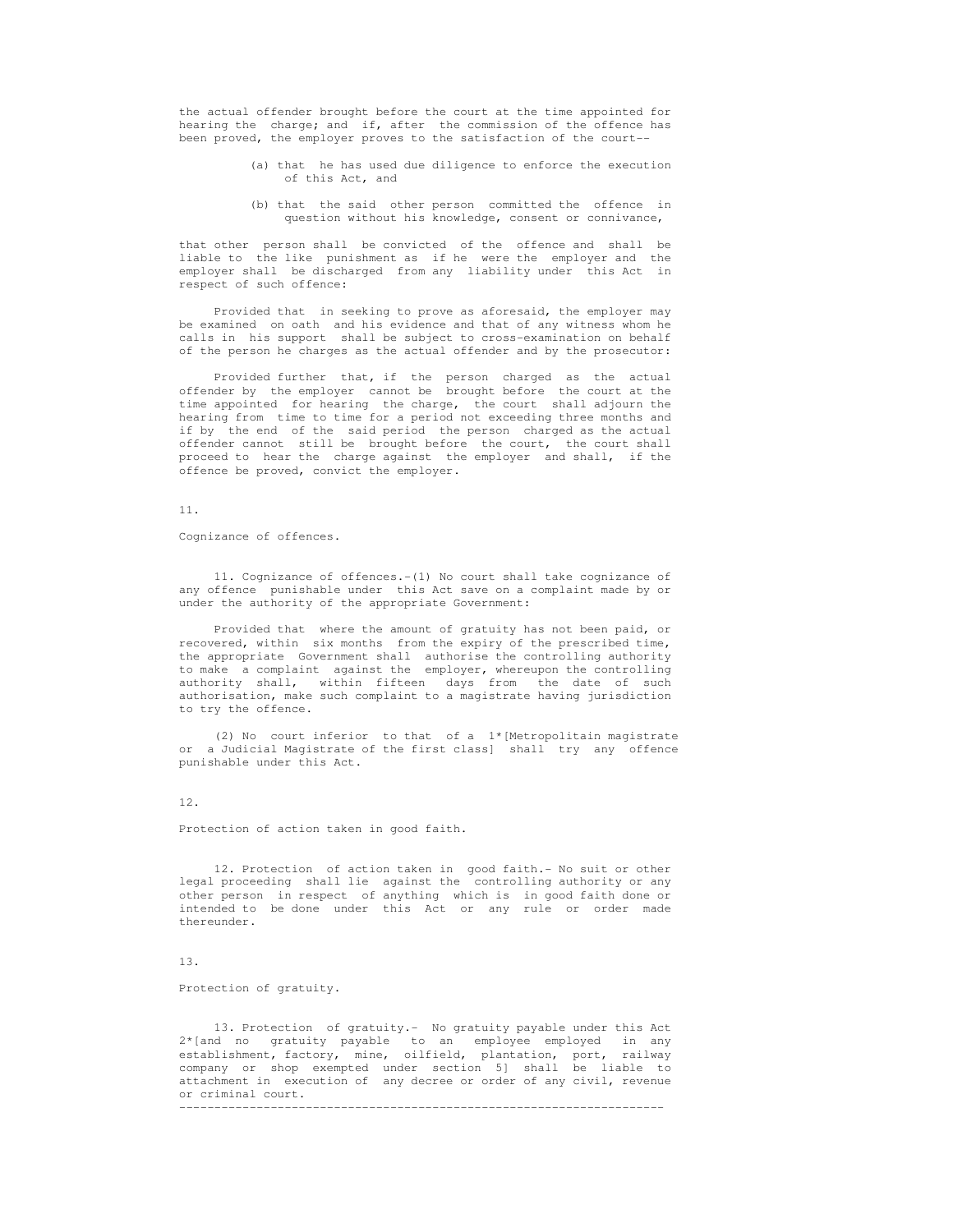the actual offender brought before the court at the time appointed for hearing the charge; and if, after the commission of the offence has been proved, the employer proves to the satisfaction of the court--

(a) that he has used due diligence to enforce the execution of this Act, and

(b) that the said other person committed the offence in question without his knowledge, consent or connivance,

that other person shall be convicted of the offence and shall be liable to the like punishment as if he were the employer and the employer shall be discharged from any liability under this Act in respect of such offence:

Provided that in seeking to prove as aforesaid, the employer may be examined on oath and his evidence and that of any witness whom he calls in his support shall be subject to cross-examination on behalf of the person he charges as the actual offender and by the prosecutor:

Provided further that, if the person charged as the actual offender by the employer cannot be brought before the court at the time appointed for hearing the charge, the court shall adjourn the hearing from time to time for a period not exceeding three months and if by the end of the said period the person charged as the actual offender cannot still be brought before the court, the court shall proceed to hear the charge against the employer and shall, if the offence be proved, convict the employer.

11.

Cognizance of offences.

11. Cognizance of offences.-(1) No court shall take cognizance of any offence punishable under this Act save on a complaint made by or under the authority of the appropriate Government:

Provided that where the amount of gratuity has not been paid, or recovered, within six months from the expiry of the prescribed time, the appropriate Government shall authorise the controlling authority to make a complaint against the employer, whereupon the controlling authority shall, within fifteen days from the date of such authorisation, make such complaint to a magistrate having jurisdiction to try the offence.

(2) No court inferior to that of a 1*[Metropolitain magistrate or a Judicial Magistrate of the first class] shall try any offence punishable under this Act.

12.

Protection of action taken in good faith.

12. Protection of action taken in good faith.- No suit or other legal proceeding shall lie against the controlling authority or any other person in respect of anything which is in good faith done or intended to be done under this Act or any rule or order made thereunder.

13.

Protection of gratuity.

13. Protection of gratuity.- No gratuity payable under this Act 2*[and no gratuity payable to an employee employed in any establishment, factory, mine, oilfield, plantation, port, railway company or shop exempted under section 5] shall be liable to attachment in execution of any decree or order of any civil, revenue or criminal court.

---------------------------------------------------------------------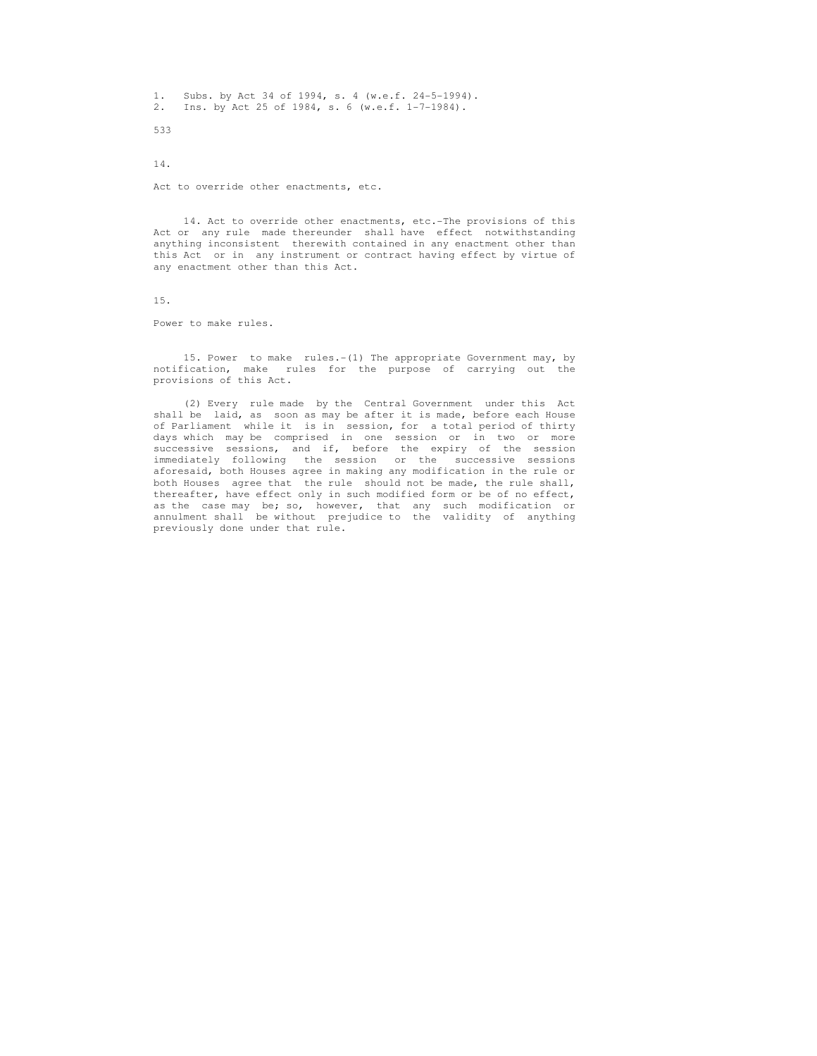1. Subs. by Act 34 of 1994, s. 4 (w.e.f. 24-5-1994).
2. Ins. by Act 25 of 1984, s. 6 (w.e.f. 1-7-1984).

14.

Act to override other enactments, etc.

14. Act to override other enactments, etc.-The provisions of this Act or any rule made thereunder shall have effect notwithstanding anything inconsistent therewith contained in any enactment other than this Act or in any instrument or contract having effect by virtue of any enactment other than this Act.

15.

Power to make rules.

15. Power to make rules.-(1) The appropriate Government may, by notification, make rules for the purpose of carrying out the provisions of this Act.

(2) Every rule made by the Central Government under this Act shall be laid, as soon as may be after it is made, before each House of Parliament while it is in session, for a total period of thirty days which may be comprised in one session or in two or more successive sessions, and if, before the expiry of the session immediately following the session or the successive sessions aforesaid, both Houses agree in making any modification in the rule or both Houses agree that the rule should not be made, the rule shall, thereafter, have effect only in such modified form or be of no effect, as the case may be; so, however, that any such modification or annulment shall be without prejudice to the validity of anything previously done under that rule.